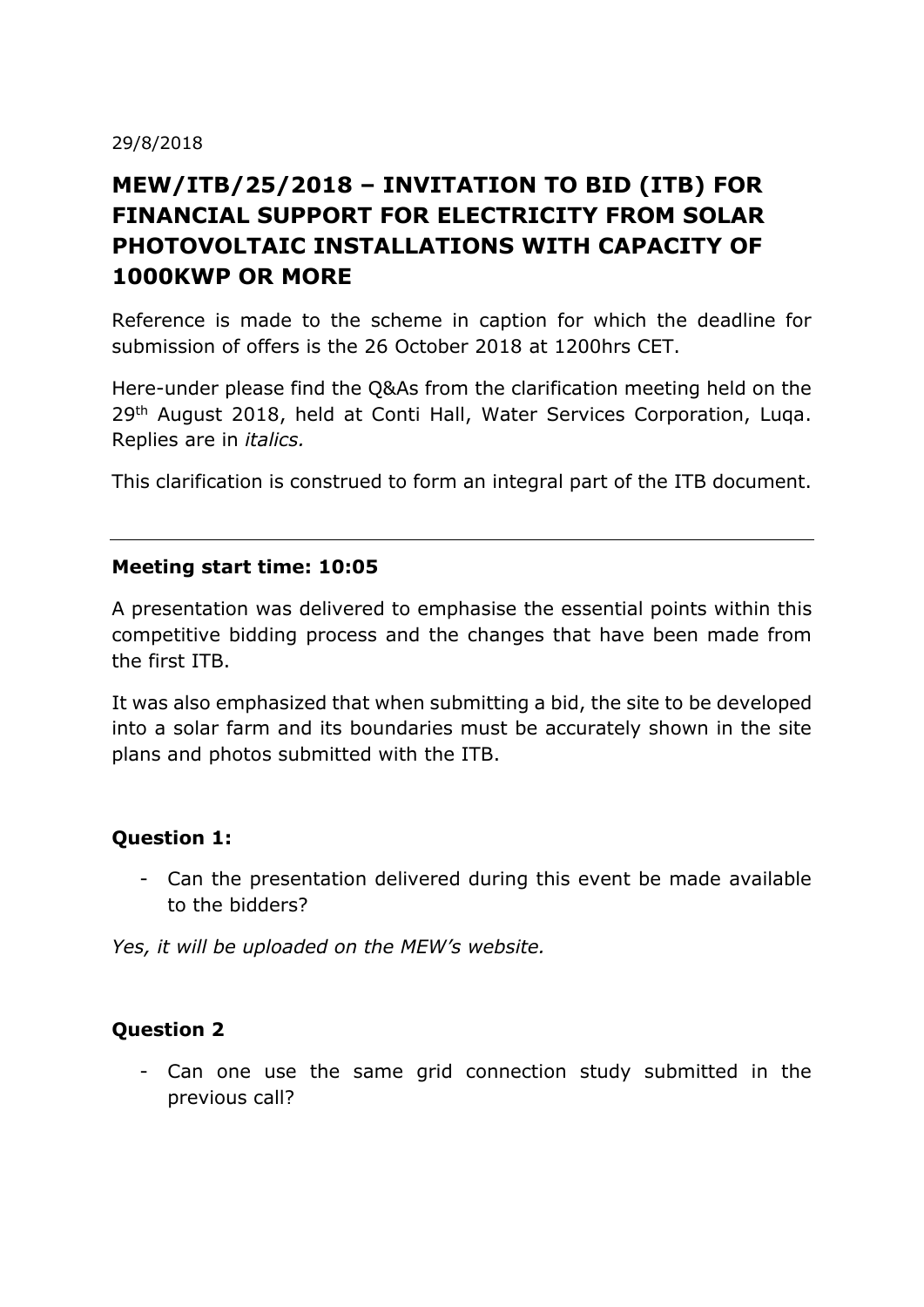29/8/2018

# MEW/ITB/25/2018 – INVITATION TO BID (ITB) FOR FINANCIAL SUPPORT FOR ELECTRICITY FROM SOLAR PHOTOVOLTAIC INSTALLATIONS WITH CAPACITY OF 1000KWP OR MORE

Reference is made to the scheme in caption for which the deadline for submission of offers is the 26 October 2018 at 1200hrs CET.

Here-under please find the Q&As from the clarification meeting held on the 29th August 2018, held at Conti Hall, Water Services Corporation, Luqa. Replies are in *italics.*

This clarification is construed to form an integral part of the ITB document.

---

**Meeting start time: 10:05**

A presentation was delivered to emphasise the essential points within this competitive bidding process and the changes that have been made from the first ITB.

It was also emphasized that when submitting a bid, the site to be developed into a solar farm and its boundaries must be accurately shown in the site plans and photos submitted with the ITB.

**Question 1:**

- Can the presentation delivered during this event be made available to the bidders?

*Yes, it will be uploaded on the MEW's website.*

**Question 2**

- Can one use the same grid connection study submitted in the previous call?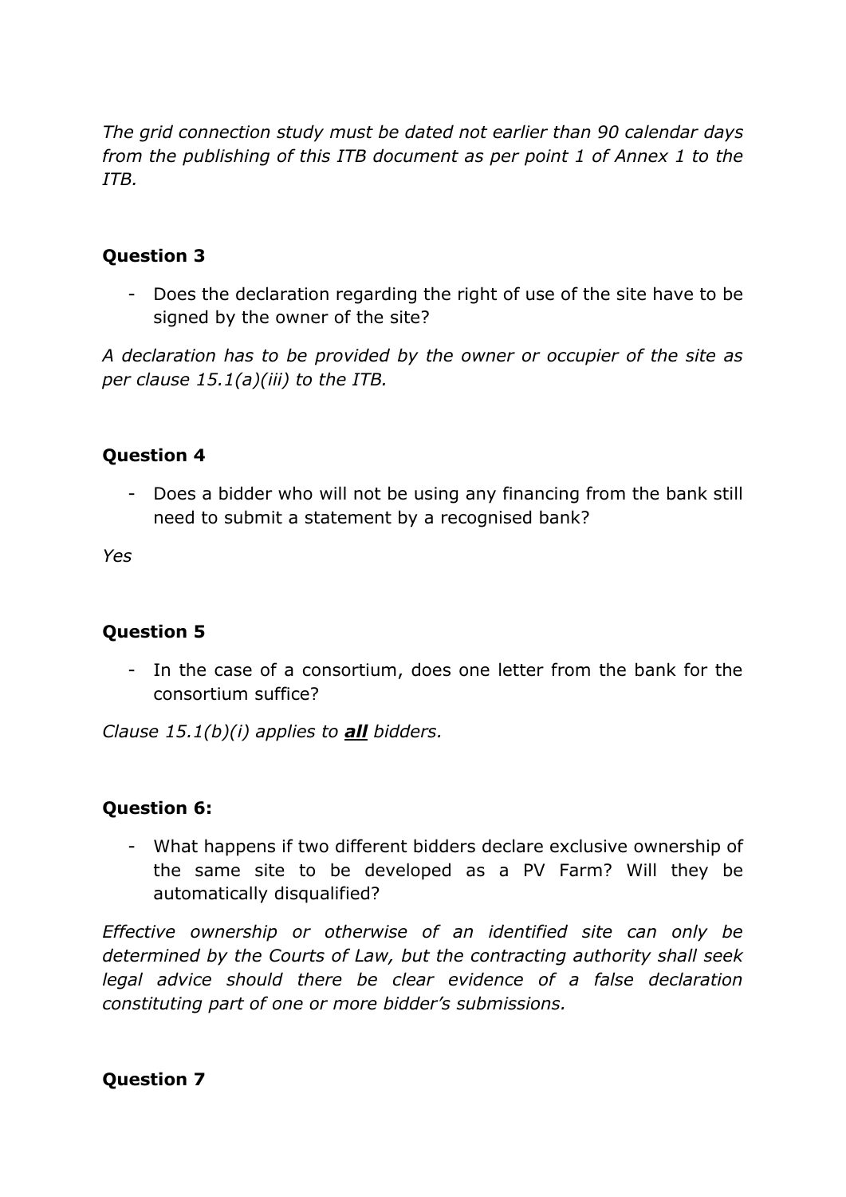*The grid connection study must be dated not earlier than 90 calendar days from the publishing of this ITB document as per point 1 of Annex 1 to the ITB.*

**Question 3**

- Does the declaration regarding the right of use of the site have to be signed by the owner of the site?

*A declaration has to be provided by the owner or occupier of the site as per clause 15.1(a)(iii) to the ITB.*

**Question 4**

- Does a bidder who will not be using any financing from the bank still need to submit a statement by a recognised bank?

*Yes*

**Question 5**

- In the case of a consortium, does one letter from the bank for the consortium suffice?

*Clause 15.1(b)(i) applies to* ***all*** *bidders.*

**Question 6:**

- What happens if two different bidders declare exclusive ownership of the same site to be developed as a PV Farm? Will they be automatically disqualified?

*Effective ownership or otherwise of an identified site can only be determined by the Courts of Law, but the contracting authority shall seek legal advice should there be clear evidence of a false declaration constituting part of one or more bidder's submissions.*

**Question 7**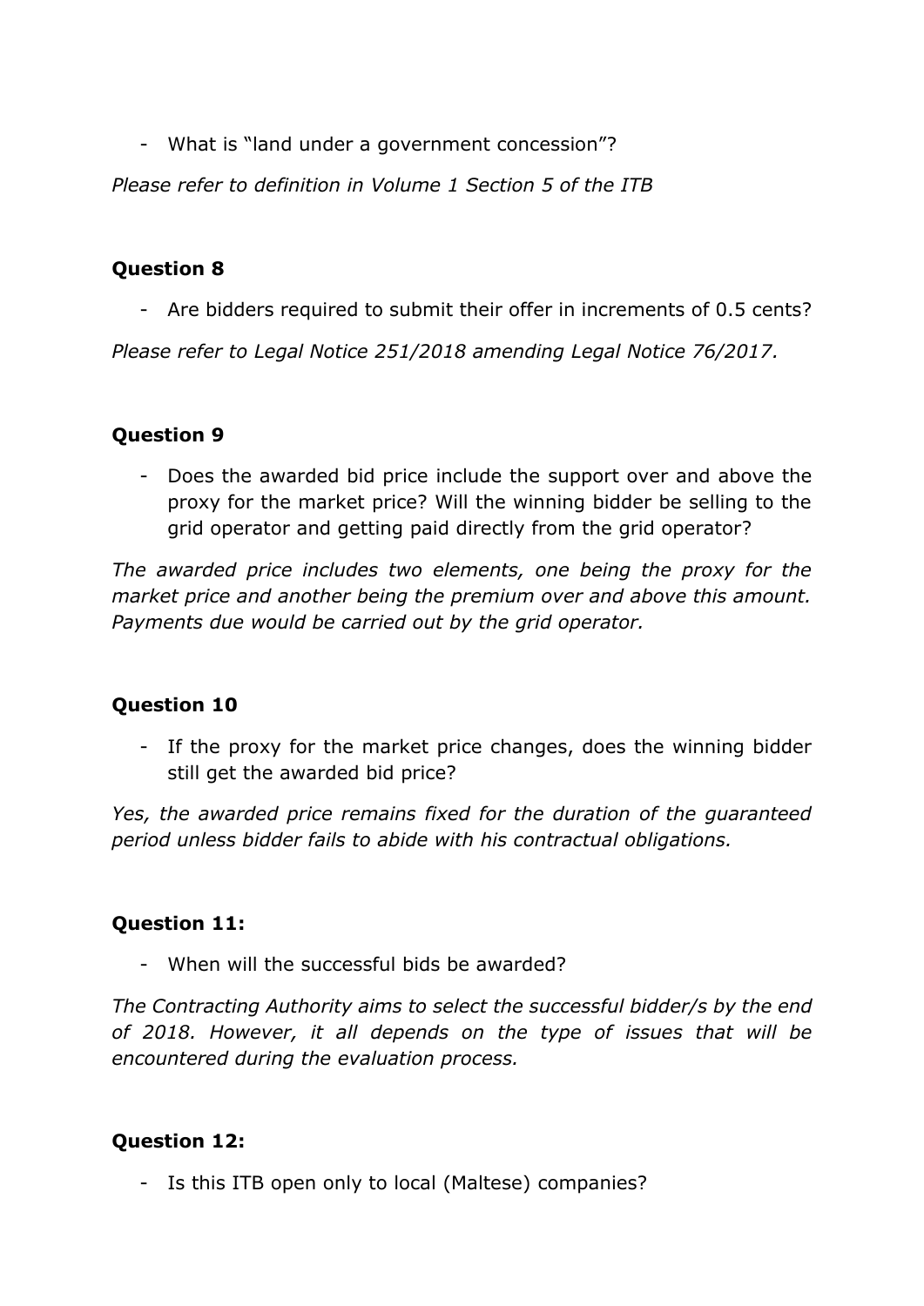- What is "land under a government concession"?

*Please refer to definition in Volume 1 Section 5 of the ITB*

**Question 8**

- Are bidders required to submit their offer in increments of 0.5 cents?

*Please refer to Legal Notice 251/2018 amending Legal Notice 76/2017.*

**Question 9**

- Does the awarded bid price include the support over and above the proxy for the market price? Will the winning bidder be selling to the grid operator and getting paid directly from the grid operator?

*The awarded price includes two elements, one being the proxy for the market price and another being the premium over and above this amount. Payments due would be carried out by the grid operator.*

**Question 10**

- If the proxy for the market price changes, does the winning bidder still get the awarded bid price?

*Yes, the awarded price remains fixed for the duration of the guaranteed period unless bidder fails to abide with his contractual obligations.*

**Question 11:**

- When will the successful bids be awarded?

*The Contracting Authority aims to select the successful bidder/s by the end of 2018. However, it all depends on the type of issues that will be encountered during the evaluation process.*

**Question 12:**

- Is this ITB open only to local (Maltese) companies?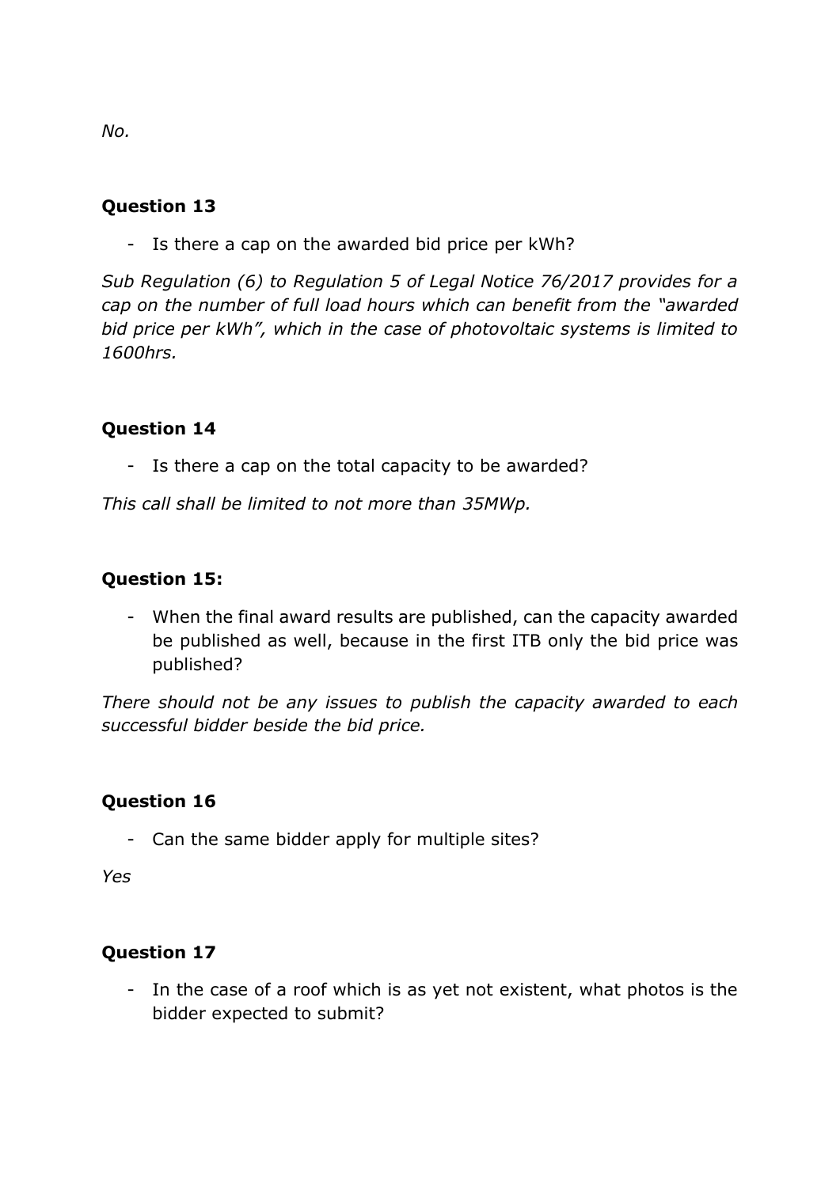*No.*

**Question 13**

- Is there a cap on the awarded bid price per kWh?

*Sub Regulation (6) to Regulation 5 of Legal Notice 76/2017 provides for a cap on the number of full load hours which can benefit from the "awarded bid price per kWh", which in the case of photovoltaic systems is limited to 1600hrs.*

**Question 14**

- Is there a cap on the total capacity to be awarded?

*This call shall be limited to not more than 35MWp.*

**Question 15:**

- When the final award results are published, can the capacity awarded be published as well, because in the first ITB only the bid price was published?

*There should not be any issues to publish the capacity awarded to each successful bidder beside the bid price.*

**Question 16**

- Can the same bidder apply for multiple sites?

*Yes*

**Question 17**

- In the case of a roof which is as yet not existent, what photos is the bidder expected to submit?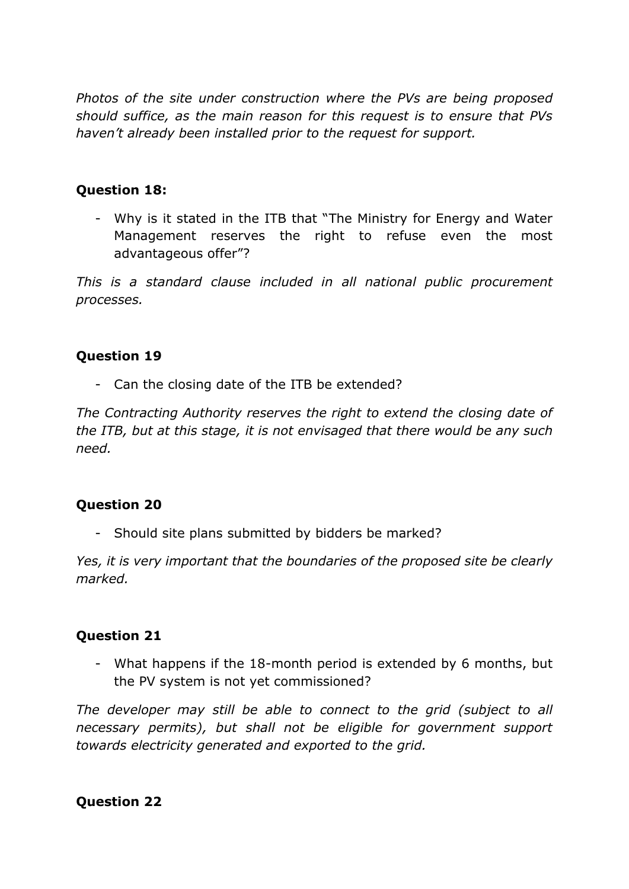*Photos of the site under construction where the PVs are being proposed should suffice, as the main reason for this request is to ensure that PVs haven't already been installed prior to the request for support.*

**Question 18:**

- Why is it stated in the ITB that "The Ministry for Energy and Water Management reserves the right to refuse even the most advantageous offer"?

*This is a standard clause included in all national public procurement processes.*

**Question 19**

- Can the closing date of the ITB be extended?

*The Contracting Authority reserves the right to extend the closing date of the ITB, but at this stage, it is not envisaged that there would be any such need.*

**Question 20**

- Should site plans submitted by bidders be marked?

*Yes, it is very important that the boundaries of the proposed site be clearly marked.*

**Question 21**

- What happens if the 18-month period is extended by 6 months, but the PV system is not yet commissioned?

*The developer may still be able to connect to the grid (subject to all necessary permits), but shall not be eligible for government support towards electricity generated and exported to the grid.*

**Question 22**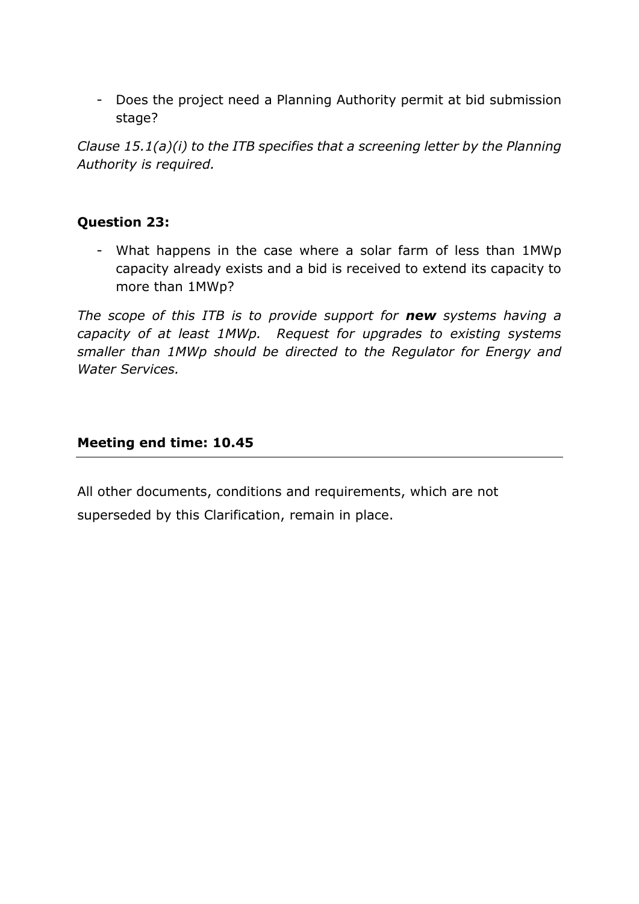- Does the project need a Planning Authority permit at bid submission stage?

*Clause 15.1(a)(i) to the ITB specifies that a screening letter by the Planning Authority is required.*

**Question 23:**

- What happens in the case where a solar farm of less than 1MWp capacity already exists and a bid is received to extend its capacity to more than 1MWp?

*The scope of this ITB is to provide support for **new** systems having a capacity of at least 1MWp. Request for upgrades to existing systems smaller than 1MWp should be directed to the Regulator for Energy and Water Services.*

**Meeting end time: 10.45**

---

All other documents, conditions and requirements, which are not superseded by this Clarification, remain in place.